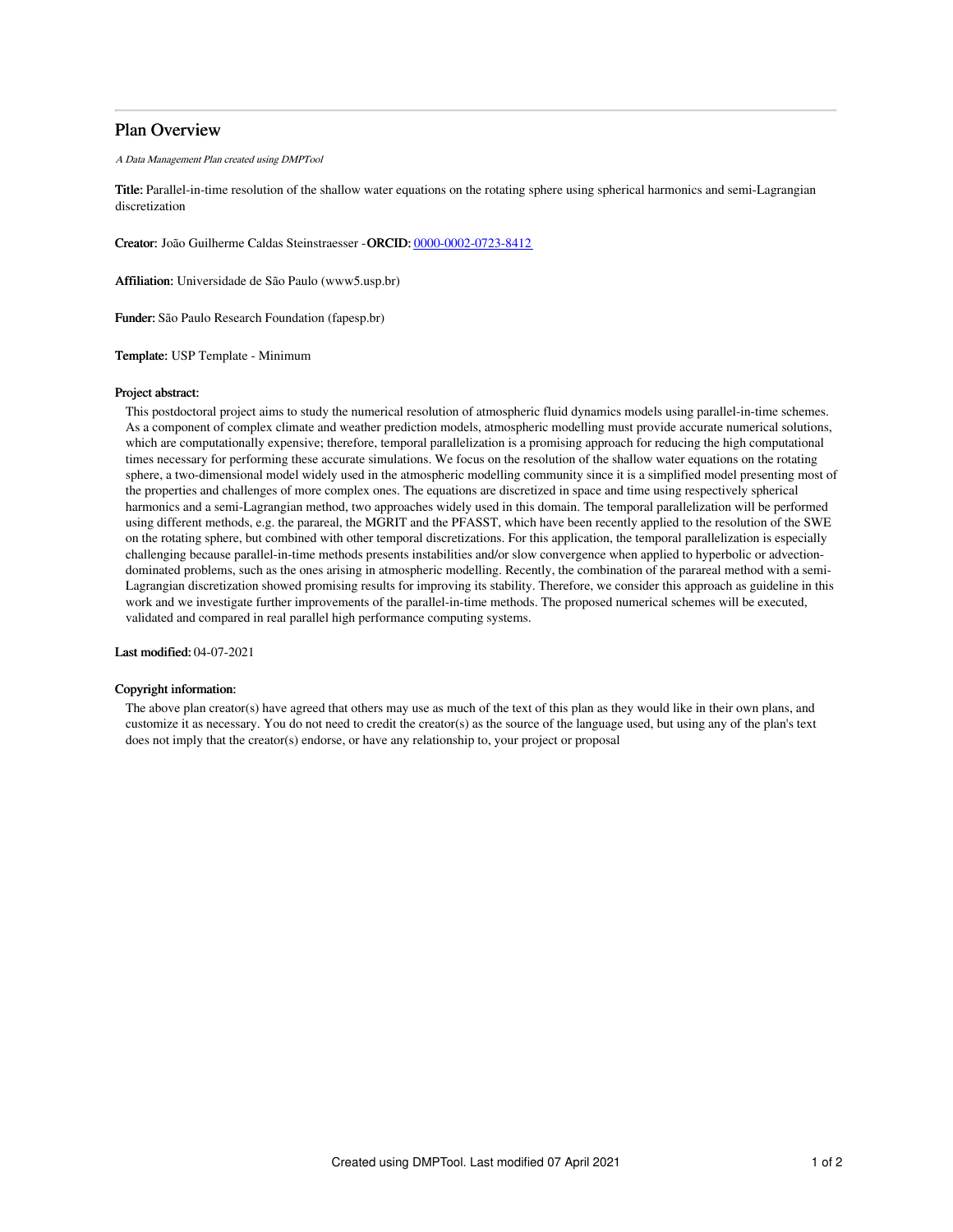# Plan Overview

*A Data Management Plan created using DMPTool*

**Title:** Parallel-in-time resolution of the shallow water equations on the rotating sphere using spherical harmonics and semi-Lagrangian discretization

**Creator:** João Guilherme Caldas Steinstraesser - **ORCID:** 0000-0002-0723-8412

**Affiliation:** Universidade de São Paulo (www5.usp.br)

**Funder:** São Paulo Research Foundation (fapesp.br)

**Template:** USP Template - Minimum

**Project abstract:**

This postdoctoral project aims to study the numerical resolution of atmospheric fluid dynamics models using parallel-in-time schemes. As a component of complex climate and weather prediction models, atmospheric modelling must provide accurate numerical solutions, which are computationally expensive; therefore, temporal parallelization is a promising approach for reducing the high computational times necessary for performing these accurate simulations. We focus on the resolution of the shallow water equations on the rotating sphere, a two-dimensional model widely used in the atmospheric modelling community since it is a simplified model presenting most of the properties and challenges of more complex ones. The equations are discretized in space and time using respectively spherical harmonics and a semi-Lagrangian method, two approaches widely used in this domain. The temporal parallelization will be performed using different methods, e.g. the parareal, the MGRIT and the PFASST, which have been recently applied to the resolution of the SWE on the rotating sphere, but combined with other temporal discretizations. For this application, the temporal parallelization is especially challenging because parallel-in-time methods presents instabilities and/or slow convergence when applied to hyperbolic or advection-dominated problems, such as the ones arising in atmospheric modelling. Recently, the combination of the parareal method with a semi-Lagrangian discretization showed promising results for improving its stability. Therefore, we consider this approach as guideline in this work and we investigate further improvements of the parallel-in-time methods. The proposed numerical schemes will be executed, validated and compared in real parallel high performance computing systems.

**Last modified:** 04-07-2021

**Copyright information:**

The above plan creator(s) have agreed that others may use as much of the text of this plan as they would like in their own plans, and customize it as necessary. You do not need to credit the creator(s) as the source of the language used, but using any of the plan's text does not imply that the creator(s) endorse, or have any relationship to, your project or proposal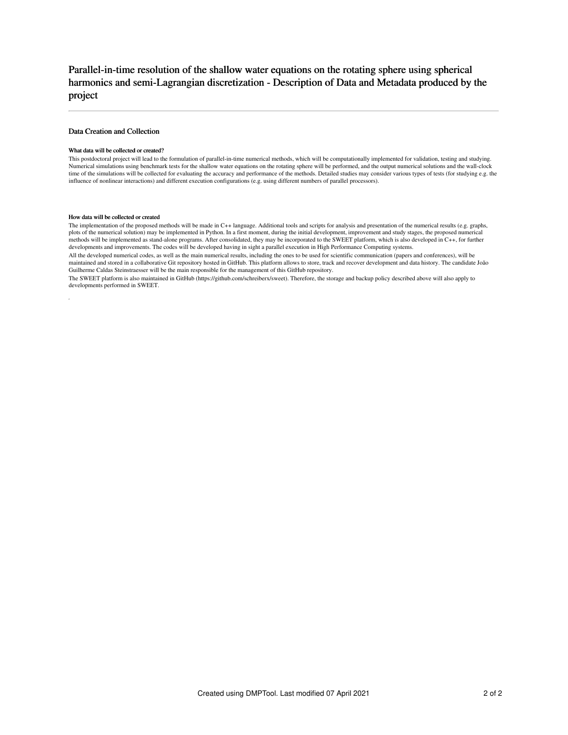# Parallel-in-time resolution of the shallow water equations on the rotating sphere using spherical harmonics and semi-Lagrangian discretization - Description of Data and Metadata produced by the project

## Data Creation and Collection

### What data will be collected or created?

This postdoctoral project will lead to the formulation of parallel-in-time numerical methods, which will be computationally implemented for validation, testing and studying. Numerical simulations using benchmark tests for the shallow water equations on the rotating sphere will be performed, and the output numerical solutions and the wall-clock time of the simulations will be collected for evaluating the accuracy and performance of the methods. Detailed studies may consider various types of tests (for studying e.g. the influence of nonlinear interactions) and different execution configurations (e.g. using different numbers of parallel processors).

### How data will be collected or created

The implementation of the proposed methods will be made in C++ language. Additional tools and scripts for analysis and presentation of the numerical results (e.g. graphs, plots of the numerical solution) may be implemented in Python. In a first moment, during the initial development, improvement and study stages, the proposed numerical methods will be implemented as stand-alone programs. After consolidated, they may be incorporated to the SWEET platform, which is also developed in C++, for further developments and improvements. The codes will be developed having in sight a parallel execution in High Performance Computing systems.

All the developed numerical codes, as well as the main numerical results, including the ones to be used for scientific communication (papers and conferences), will be maintained and stored in a collaborative Git repository hosted in GitHub. This platform allows to store, track and recover development and data history. The candidate João Guilherme Caldas Steinstraesser will be the main responsible for the management of this GitHub repository.

The SWEET platform is also maintained in GitHub (https://github.com/schreiberx/sweet). Therefore, the storage and backup policy described above will also apply to developments performed in SWEET.

Created using DMPTool. Last modified 07 April 2021